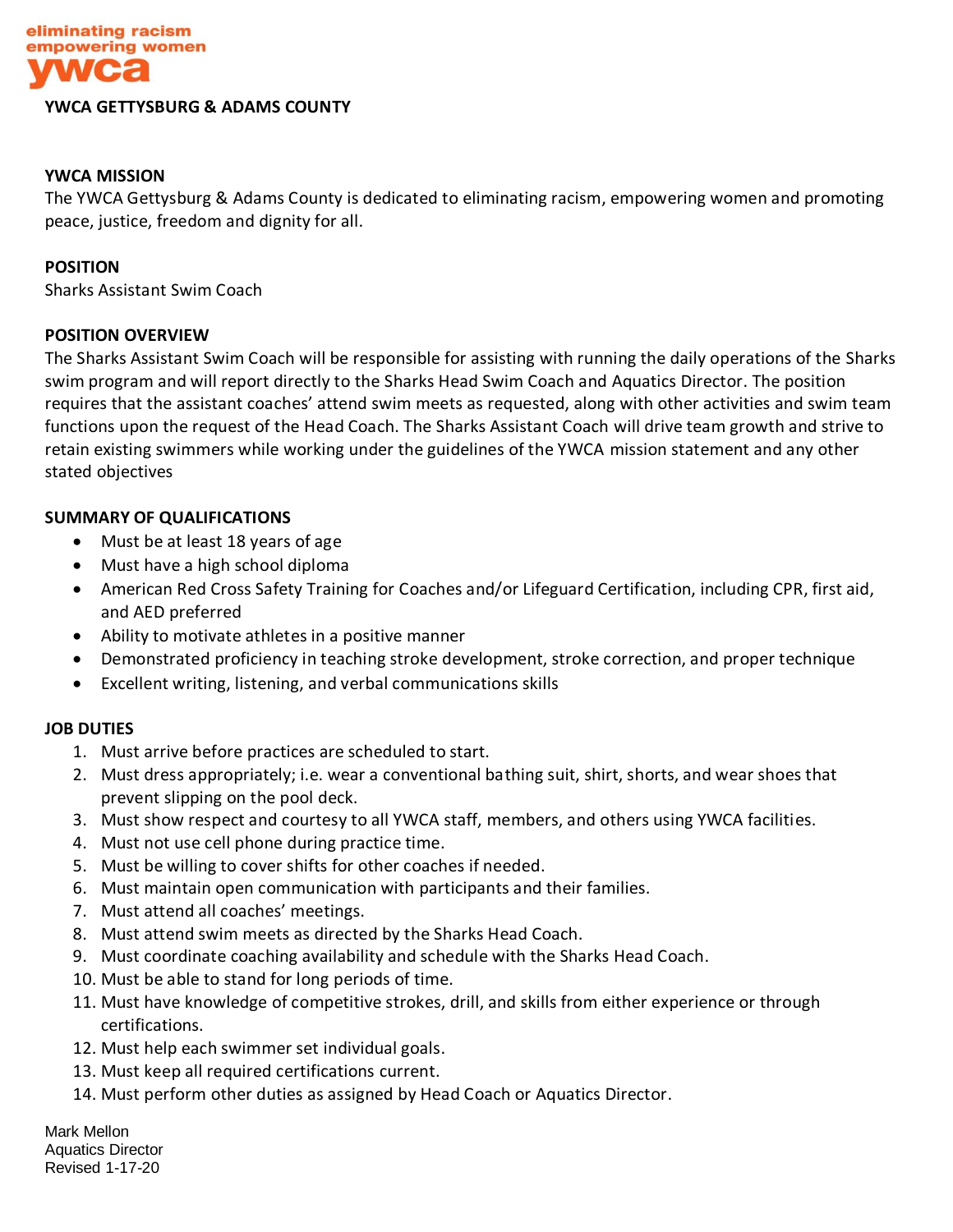eliminating racism
empowering women
ywca

**YWCA GETTYSBURG & ADAMS COUNTY**

**YWCA MISSION**

The YWCA Gettysburg & Adams County is dedicated to eliminating racism, empowering women and promoting peace, justice, freedom and dignity for all.

**POSITION**

Sharks Assistant Swim Coach

**POSITION OVERVIEW**

The Sharks Assistant Swim Coach will be responsible for assisting with running the daily operations of the Sharks swim program and will report directly to the Sharks Head Swim Coach and Aquatics Director. The position requires that the assistant coaches' attend swim meets as requested, along with other activities and swim team functions upon the request of the Head Coach. The Sharks Assistant Coach will drive team growth and strive to retain existing swimmers while working under the guidelines of the YWCA mission statement and any other stated objectives

**SUMMARY OF QUALIFICATIONS**

- Must be at least 18 years of age
- Must have a high school diploma
- American Red Cross Safety Training for Coaches and/or Lifeguard Certification, including CPR, first aid, and AED preferred
- Ability to motivate athletes in a positive manner
- Demonstrated proficiency in teaching stroke development, stroke correction, and proper technique
- Excellent writing, listening, and verbal communications skills

**JOB DUTIES**

1. Must arrive before practices are scheduled to start.
2. Must dress appropriately; i.e. wear a conventional bathing suit, shirt, shorts, and wear shoes that prevent slipping on the pool deck.
3. Must show respect and courtesy to all YWCA staff, members, and others using YWCA facilities.
4. Must not use cell phone during practice time.
5. Must be willing to cover shifts for other coaches if needed.
6. Must maintain open communication with participants and their families.
7. Must attend all coaches' meetings.
8. Must attend swim meets as directed by the Sharks Head Coach.
9. Must coordinate coaching availability and schedule with the Sharks Head Coach.
10. Must be able to stand for long periods of time.
11. Must have knowledge of competitive strokes, drill, and skills from either experience or through certifications.
12. Must help each swimmer set individual goals.
13. Must keep all required certifications current.
14. Must perform other duties as assigned by Head Coach or Aquatics Director.

Mark Mellon
Aquatics Director
Revised 1-17-20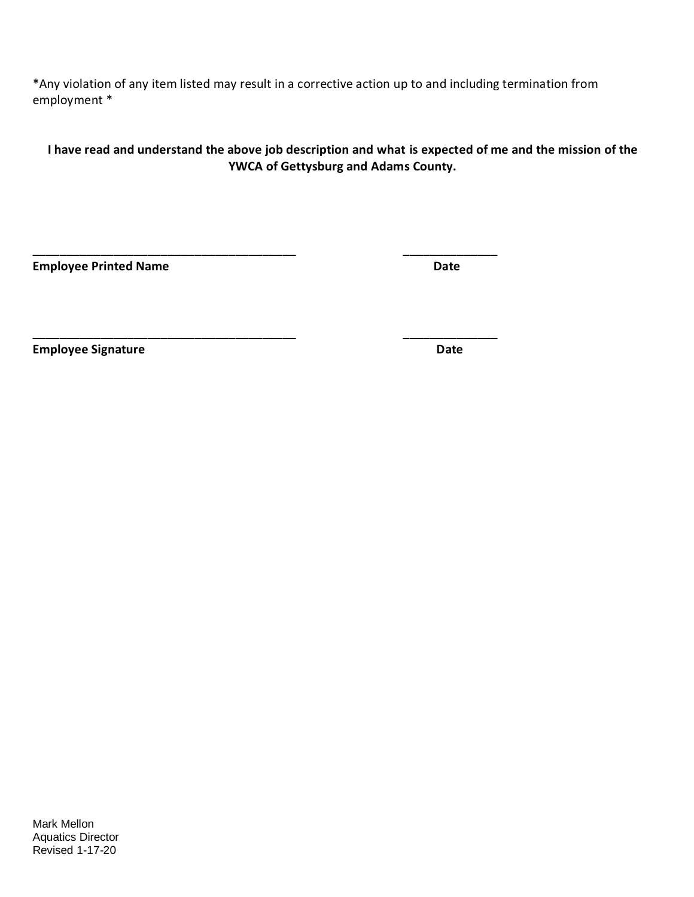*Any violation of any item listed may result in a corrective action up to and including termination from employment *

**I have read and understand the above job description and what is expected of me and the mission of the YWCA of Gettysburg and Adams County.**

________________________________________ ______________

**Employee Printed Name** **Date**

________________________________________ ______________

**Employee Signature** **Date**

Mark Mellon
Aquatics Director
Revised 1-17-20